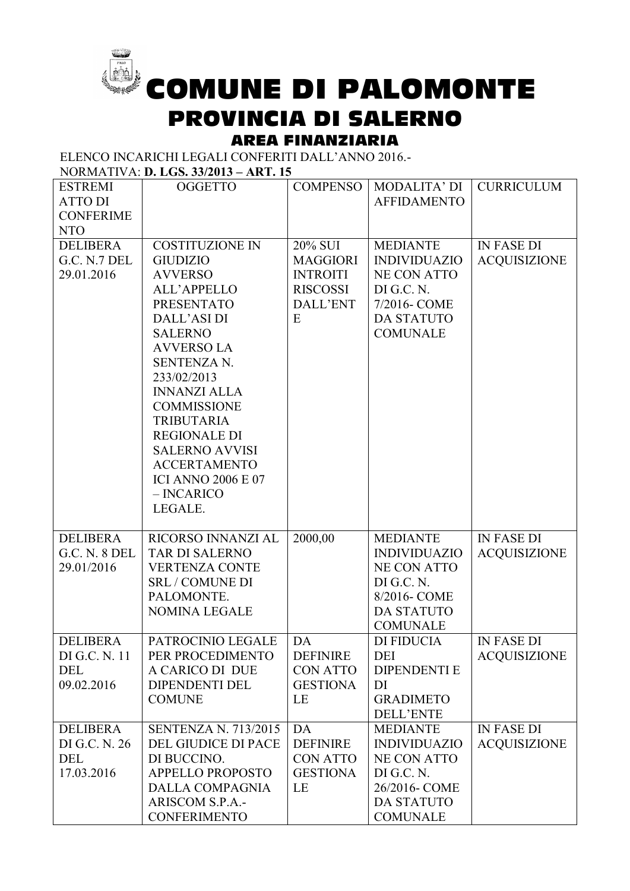# COMUNE DI PALOMONTE

## PROVINCIA DI SALERNO

### AREA FINANZIARIA

ELENCO INCARICHI LEGALI CONFERITI DALL'ANNO 2016.-

NORMATIVA: **D. LGS. 33/2013 – ART. 15**

| ESTREMI ATTO DI CONFERIMENTO | OGGETTO | COMPENSO | MODALITA' DI AFFIDAMENTO | CURRICULUM |
|---|---|---|---|---|
| DELIBERA G.C. N.7 DEL 29.01.2016 | COSTITUZIONE IN GIUDIZIO AVVERSO ALL'APPELLO PRESENTATO DALL'ASI DI SALERNO AVVERSO LA SENTENZA N. 233/02/2013 INNANZI ALLA COMMISSIONE TRIBUTARIA REGIONALE DI SALERNO AVVISI ACCERTAMENTO ICI ANNO 2006 E 07 – INCARICO LEGALE. | 20% SUI MAGGIORI INTROITI RISCOSSI DALL'ENTE | MEDIANTE INDIVIDUAZIONE CON ATTO DI G.C. N. 7/2016- COME DA STATUTO COMUNALE | IN FASE DI ACQUISIZIONE |
| DELIBERA G.C. N. 8 DEL 29/01/2016 | RICORSO INNANZI AL TAR DI SALERNO VERTENZA CONTE SRL / COMUNE DI PALOMONTE. NOMINA LEGALE | 2000,00 | MEDIANTE INDIVIDUAZIONE CON ATTO DI G.C. N. 8/2016- COME DA STATUTO COMUNALE | IN FASE DI ACQUISIZIONE |
| DELIBERA DI G.C. N. 11 DEL 09.02.2016 | PATROCINIO LEGALE PER PROCEDIMENTO A CARICO DI DUE DIPENDENTI DEL COMUNE | DA DEFINIRE CON ATTO GESTIONALE | DI FIDUCIA DEI DIPENDENTI E DI GRADIMETO DELL'ENTE | IN FASE DI ACQUISIZIONE |
| DELIBERA DI G.C. N. 26 DEL 17.03.2016 | SENTENZA N. 713/2015 DEL GIUDICE DI PACE DI BUCCINO. APPELLO PROPOSTO DALLA COMPAGNIA ARISCOM S.P.A.- CONFERIMENTO | DA DEFINIRE CON ATTO GESTIONALE | MEDIANTE INDIVIDUAZIONE CON ATTO DI G.C. N. 26/2016- COME DA STATUTO COMUNALE | IN FASE DI ACQUISIZIONE |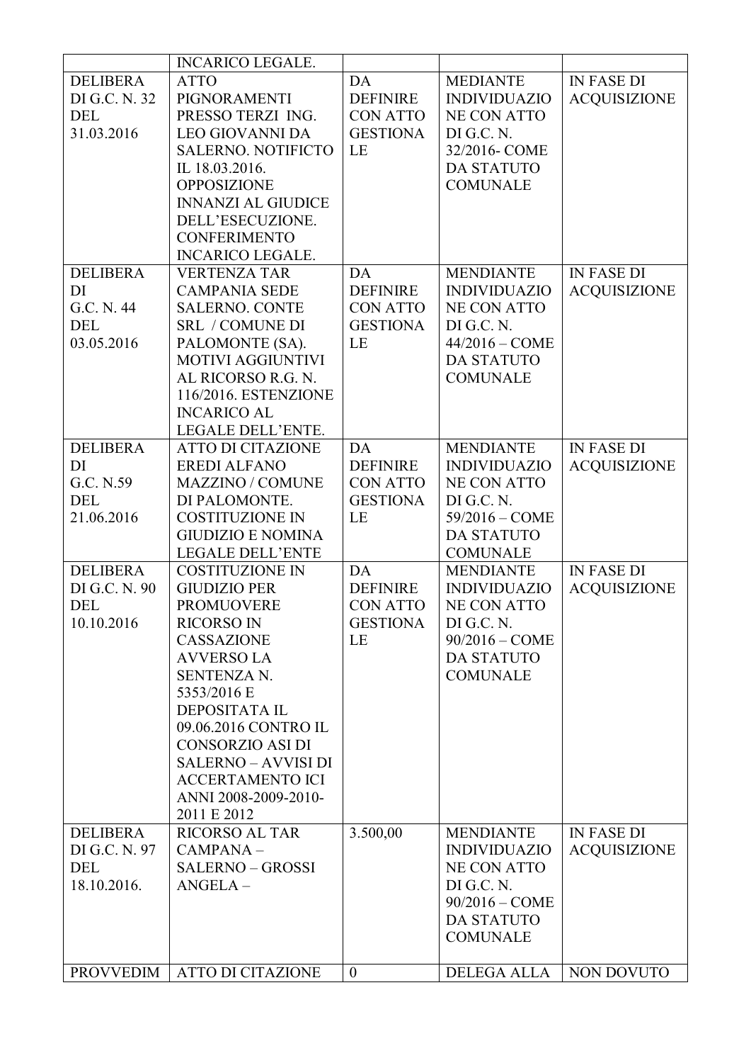| | INCARICO LEGALE. | | | |
|---|---|---|---|---|
| DELIBERA DI G.C. N. 32 DEL 31.03.2016 | ATTO PIGNORAMENTI PRESSO TERZI ING. LEO GIOVANNI DA SALERNO. NOTIFICTO IL 18.03.2016. OPPOSIZIONE INNANZI AL GIUDICE DELL'ESECUZIONE. CONFERIMENTO INCARICO LEGALE. | DA DEFINIRE CON ATTO GESTIONALE | MEDIANTE INDIVIDUAZIONE CON ATTO DI G.C. N. 32/2016- COME DA STATUTO COMUNALE | IN FASE DI ACQUISIZIONE |
| DELIBERA DI G.C. N. 44 DEL 03.05.2016 | VERTENZA TAR CAMPANIA SEDE SALERNO. CONTE SRL / COMUNE DI PALOMONTE (SA). MOTIVI AGGIUNTIVI AL RICORSO R.G. N. 116/2016. ESTENZIONE INCARICO AL LEGALE DELL'ENTE. | DA DEFINIRE CON ATTO GESTIONALE | MENDIANTE INDIVIDUAZIONE CON ATTO DI G.C. N. 44/2016 – COME DA STATUTO COMUNALE | IN FASE DI ACQUISIZIONE |
| DELIBERA DI G.C. N.59 DEL 21.06.2016 | ATTO DI CITAZIONE EREDI ALFANO MAZZINO / COMUNE DI PALOMONTE. COSTITUZIONE IN GIUDIZIO E NOMINA LEGALE DELL'ENTE | DA DEFINIRE CON ATTO GESTIONALE | MENDIANTE INDIVIDUAZIONE CON ATTO DI G.C. N. 59/2016 – COME DA STATUTO COMUNALE | IN FASE DI ACQUISIZIONE |
| DELIBERA DI G.C. N. 90 DEL 10.10.2016 | COSTITUZIONE IN GIUDIZIO PER PROMUOVERE RICORSO IN CASSAZIONE AVVERSO LA SENTENZA N. 5353/2016 E DEPOSITATA IL 09.06.2016 CONTRO IL CONSORZIO ASI DI SALERNO – AVVISI DI ACCERTAMENTO ICI ANNI 2008-2009-2010-2011 E 2012 | DA DEFINIRE CON ATTO GESTIONALE | MENDIANTE INDIVIDUAZIONE CON ATTO DI G.C. N. 90/2016 – COME DA STATUTO COMUNALE | IN FASE DI ACQUISIZIONE |
| DELIBERA DI G.C. N. 97 DEL 18.10.2016. | RICORSO AL TAR CAMPANA – SALERNO – GROSSI ANGELA – | 3.500,00 | MENDIANTE INDIVIDUAZIONE CON ATTO DI G.C. N. 90/2016 – COME DA STATUTO COMUNALE | IN FASE DI ACQUISIZIONE |
| PROVVEDIM | ATTO DI CITAZIONE | 0 | DELEGA ALLA | NON DOVUTO |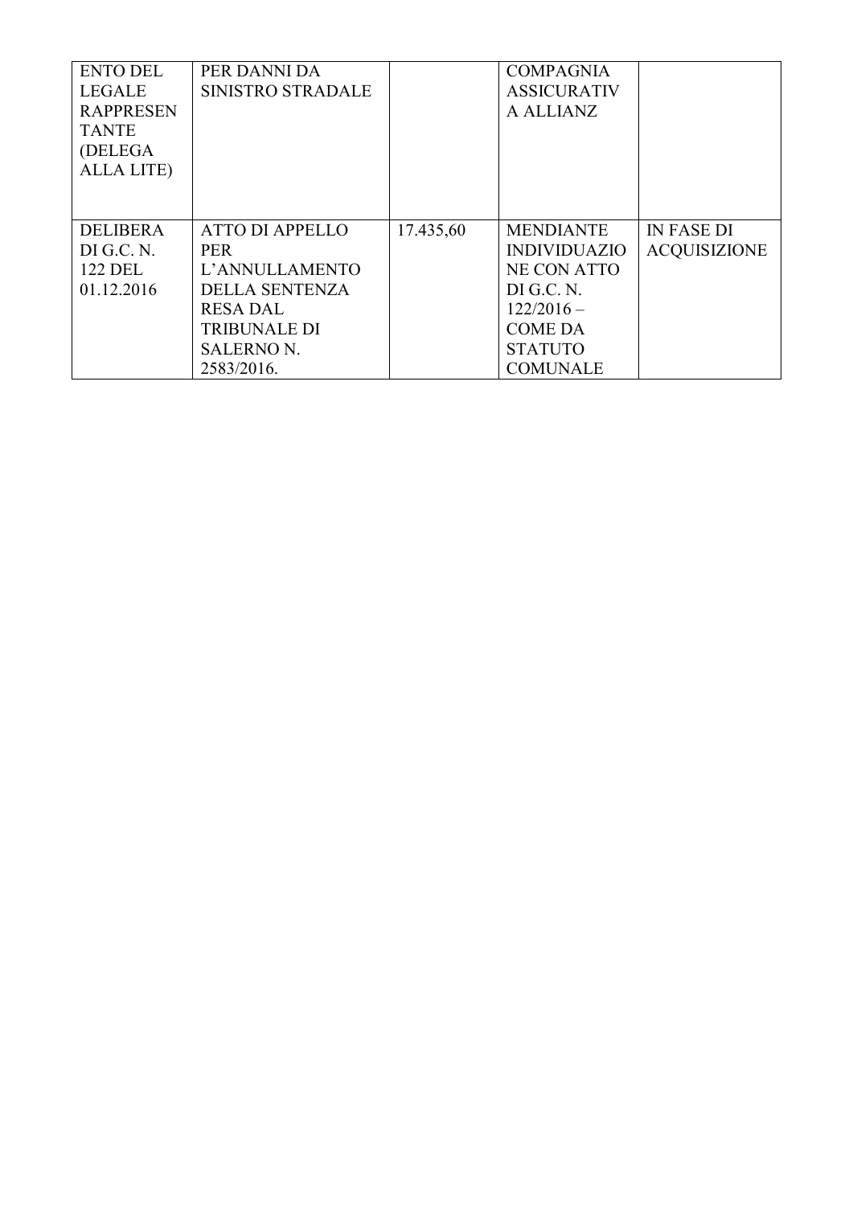| | | | | |
|---|---|---|---|---|
| ENTO DEL LEGALE RAPPRESENTANTE (DELEGA ALLA LITE) | PER DANNI DA SINISTRO STRADALE | | COMPAGNIA ASSICURATIVA ALLIANZ | |
| DELIBERA DI G.C. N. 122 DEL 01.12.2016 | ATTO DI APPELLO PER L'ANNULLAMENTO DELLA SENTENZA RESA DAL TRIBUNALE DI SALERNO N. 2583/2016. | 17.435,60 | MENDIANTE INDIVIDUAZIONE CON ATTO DI G.C. N. 122/2016 – COME DA STATUTO COMUNALE | IN FASE DI ACQUISIZIONE |